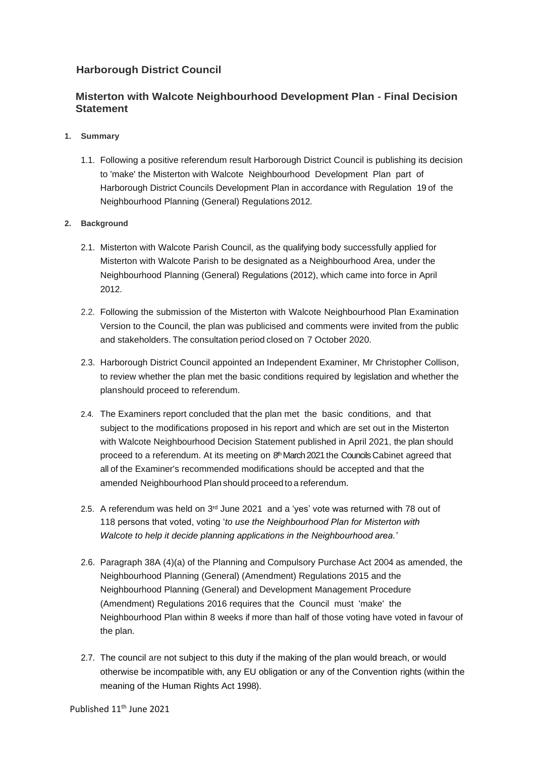# Harborough District Council

## Misterton with Walcote Neighbourhood Development Plan - Final Decision Statement

1. **Summary**

1.1. Following a positive referendum result Harborough District Council is publishing its decision to 'make' the Misterton with Walcote Neighbourhood Development Plan part of Harborough District Councils Development Plan in accordance with Regulation 19 of the Neighbourhood Planning (General) Regulations 2012.

2. **Background**

2.1. Misterton with Walcote Parish Council, as the qualifying body successfully applied for Misterton with Walcote Parish to be designated as a Neighbourhood Area, under the Neighbourhood Planning (General) Regulations (2012), which came into force in April 2012.

2.2. Following the submission of the Misterton with Walcote Neighbourhood Plan Examination Version to the Council, the plan was publicised and comments were invited from the public and stakeholders. The consultation period closed on 7 October 2020.

2.3. Harborough District Council appointed an Independent Examiner, Mr Christopher Collison, to review whether the plan met the basic conditions required by legislation and whether the planshould proceed to referendum.

2.4. The Examiners report concluded that the plan met the basic conditions, and that subject to the modifications proposed in his report and which are set out in the Misterton with Walcote Neighbourhood Decision Statement published in April 2021, the plan should proceed to a referendum. At its meeting on 8th March 2021 the Councils Cabinet agreed that all of the Examiner's recommended modifications should be accepted and that the amended Neighbourhood Plan should proceed to a referendum.

2.5. A referendum was held on 3rd June 2021 and a 'yes' vote was returned with 78 out of 118 persons that voted, voting '*to use the Neighbourhood Plan for Misterton with Walcote to help it decide planning applications in the Neighbourhood area.'*

2.6. Paragraph 38A (4)(a) of the Planning and Compulsory Purchase Act 2004 as amended, the Neighbourhood Planning (General) (Amendment) Regulations 2015 and the Neighbourhood Planning (General) and Development Management Procedure (Amendment) Regulations 2016 requires that the Council must 'make' the Neighbourhood Plan within 8 weeks if more than half of those voting have voted in favour of the plan.

2.7. The council are not subject to this duty if the making of the plan would breach, or would otherwise be incompatible with, any EU obligation or any of the Convention rights (within the meaning of the Human Rights Act 1998).

Published 11th June 2021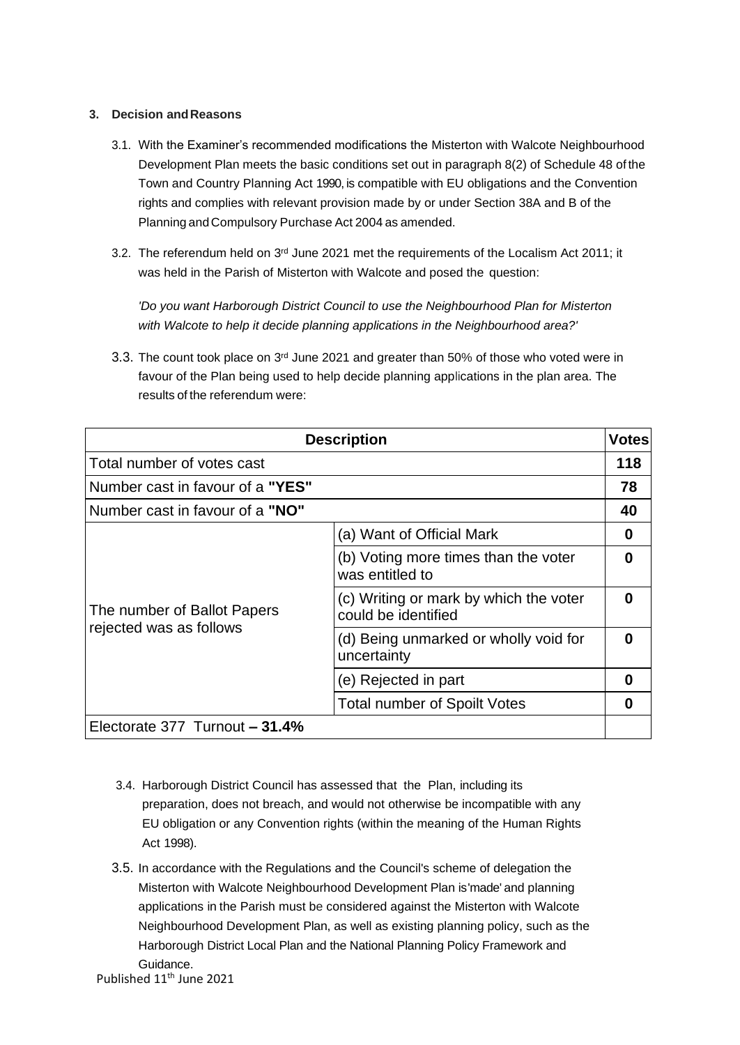### 3. Decision and Reasons

3.1. With the Examiner's recommended modifications the Misterton with Walcote Neighbourhood Development Plan meets the basic conditions set out in paragraph 8(2) of Schedule 48 of the Town and Country Planning Act 1990, is compatible with EU obligations and the Convention rights and complies with relevant provision made by or under Section 38A and B of the Planning and Compulsory Purchase Act 2004 as amended.

3.2. The referendum held on 3rd June 2021 met the requirements of the Localism Act 2011; it was held in the Parish of Misterton with Walcote and posed the question:

*'Do you want Harborough District Council to use the Neighbourhood Plan for Misterton with Walcote to help it decide planning applications in the Neighbourhood area?'*

3.3. The count took place on 3rd June 2021 and greater than 50% of those who voted were in favour of the Plan being used to help decide planning applications in the plan area. The results of the referendum were:

| Description | | Votes |
|---|---|---|
| Total number of votes cast | | **118** |
| Number cast in favour of a **"YES"** | | **78** |
| Number cast in favour of a **"NO"** | | **40** |
| The number of Ballot Papers rejected was as follows | (a) Want of Official Mark | **0** |
| | (b) Voting more times than the voter was entitled to | **0** |
| | (c) Writing or mark by which the voter could be identified | **0** |
| | (d) Being unmarked or wholly void for uncertainty | **0** |
| | (e) Rejected in part | **0** |
| | Total number of Spoilt Votes | **0** |
| Electorate 377 Turnout **– 31.4%** | | |

3.4. Harborough District Council has assessed that the Plan, including its preparation, does not breach, and would not otherwise be incompatible with any EU obligation or any Convention rights (within the meaning of the Human Rights Act 1998).

3.5. In accordance with the Regulations and the Council's scheme of delegation the Misterton with Walcote Neighbourhood Development Plan is 'made' and planning applications in the Parish must be considered against the Misterton with Walcote Neighbourhood Development Plan, as well as existing planning policy, such as the Harborough District Local Plan and the National Planning Policy Framework and Guidance.

Published 11th June 2021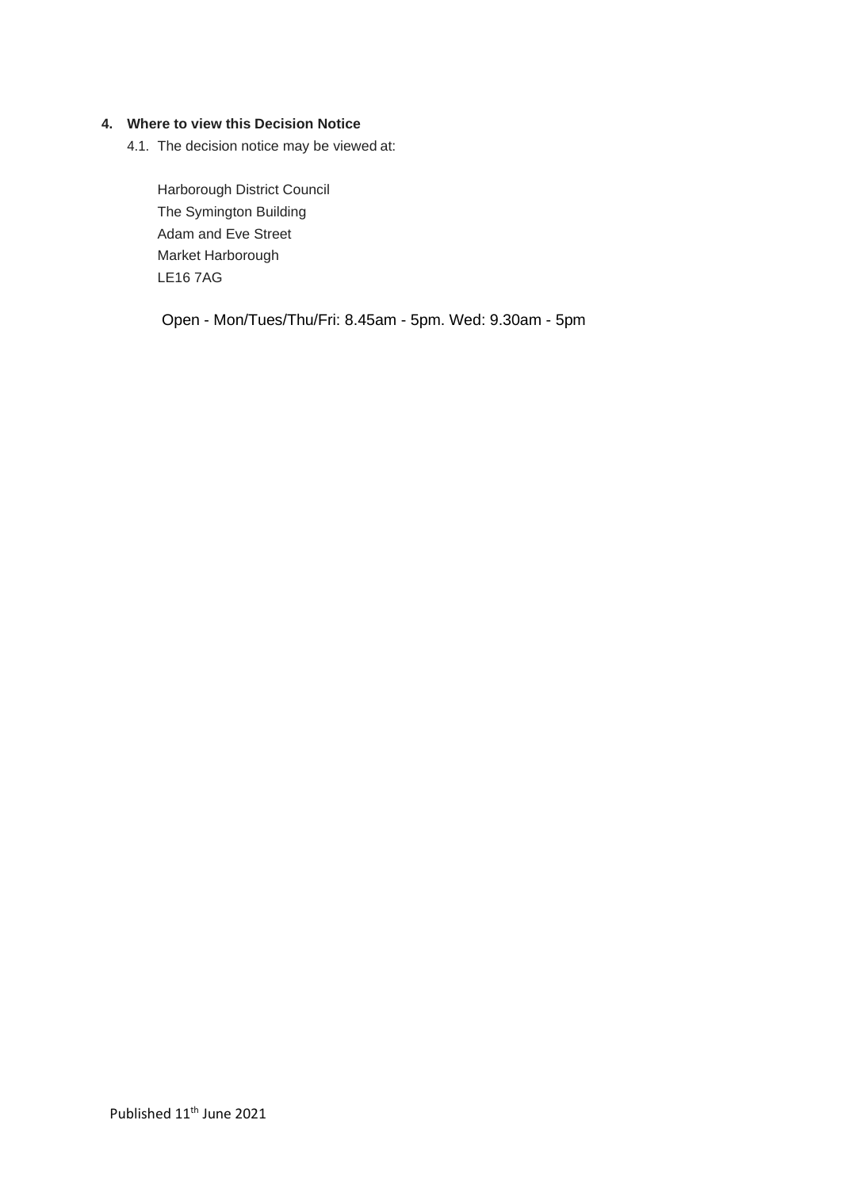**4. Where to view this Decision Notice**

4.1. The decision notice may be viewed at:

Harborough District Council
The Symington Building
Adam and Eve Street
Market Harborough
LE16 7AG

Open - Mon/Tues/Thu/Fri: 8.45am - 5pm. Wed: 9.30am - 5pm

Published 11th June 2021